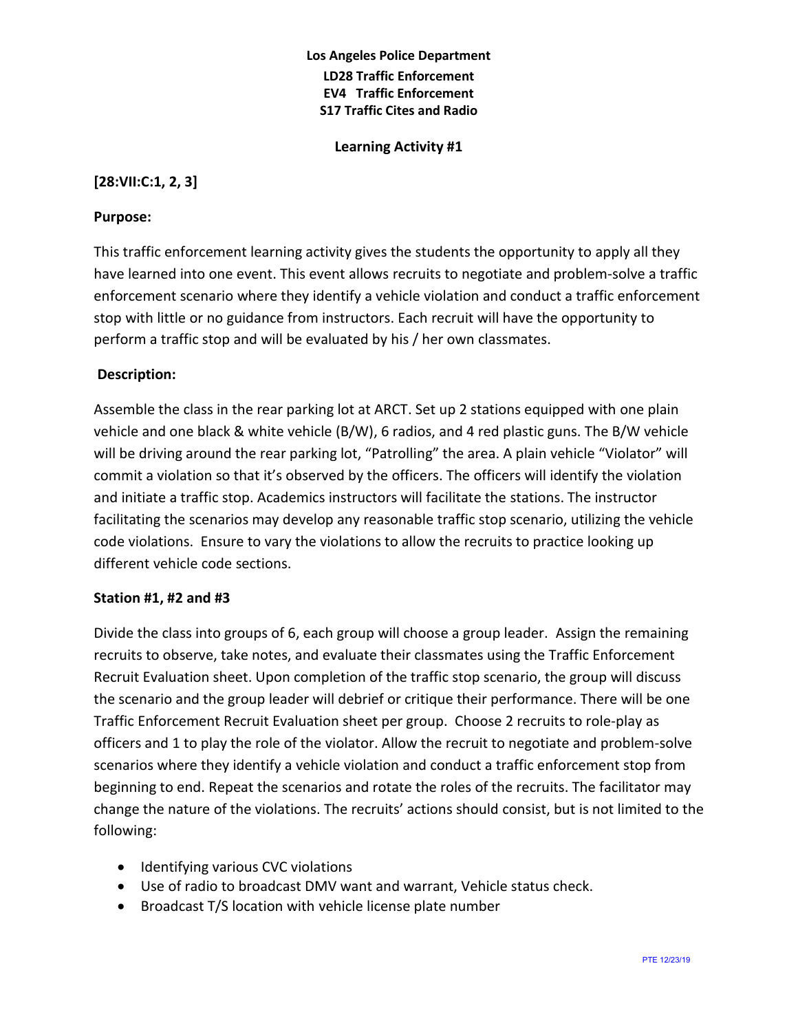**Los Angeles Police Department**

**LD28 Traffic Enforcement**

**EV4 Traffic Enforcement**

**S17 Traffic Cites and Radio**

**Learning Activity #1**

**[28:VII:C:1, 2, 3]**

**Purpose:**

This traffic enforcement learning activity gives the students the opportunity to apply all they have learned into one event. This event allows recruits to negotiate and problem-solve a traffic enforcement scenario where they identify a vehicle violation and conduct a traffic enforcement stop with little or no guidance from instructors. Each recruit will have the opportunity to perform a traffic stop and will be evaluated by his / her own classmates.

**Description:**

Assemble the class in the rear parking lot at ARCT. Set up 2 stations equipped with one plain vehicle and one black & white vehicle (B/W), 6 radios, and 4 red plastic guns. The B/W vehicle will be driving around the rear parking lot, "Patrolling" the area. A plain vehicle "Violator" will commit a violation so that it's observed by the officers. The officers will identify the violation and initiate a traffic stop. Academics instructors will facilitate the stations. The instructor facilitating the scenarios may develop any reasonable traffic stop scenario, utilizing the vehicle code violations. Ensure to vary the violations to allow the recruits to practice looking up different vehicle code sections.

**Station #1, #2 and #3**

Divide the class into groups of 6, each group will choose a group leader. Assign the remaining recruits to observe, take notes, and evaluate their classmates using the Traffic Enforcement Recruit Evaluation sheet. Upon completion of the traffic stop scenario, the group will discuss the scenario and the group leader will debrief or critique their performance. There will be one Traffic Enforcement Recruit Evaluation sheet per group. Choose 2 recruits to role-play as officers and 1 to play the role of the violator. Allow the recruit to negotiate and problem-solve scenarios where they identify a vehicle violation and conduct a traffic enforcement stop from beginning to end. Repeat the scenarios and rotate the roles of the recruits. The facilitator may change the nature of the violations. The recruits' actions should consist, but is not limited to the following:

- Identifying various CVC violations
- Use of radio to broadcast DMV want and warrant, Vehicle status check.
- Broadcast T/S location with vehicle license plate number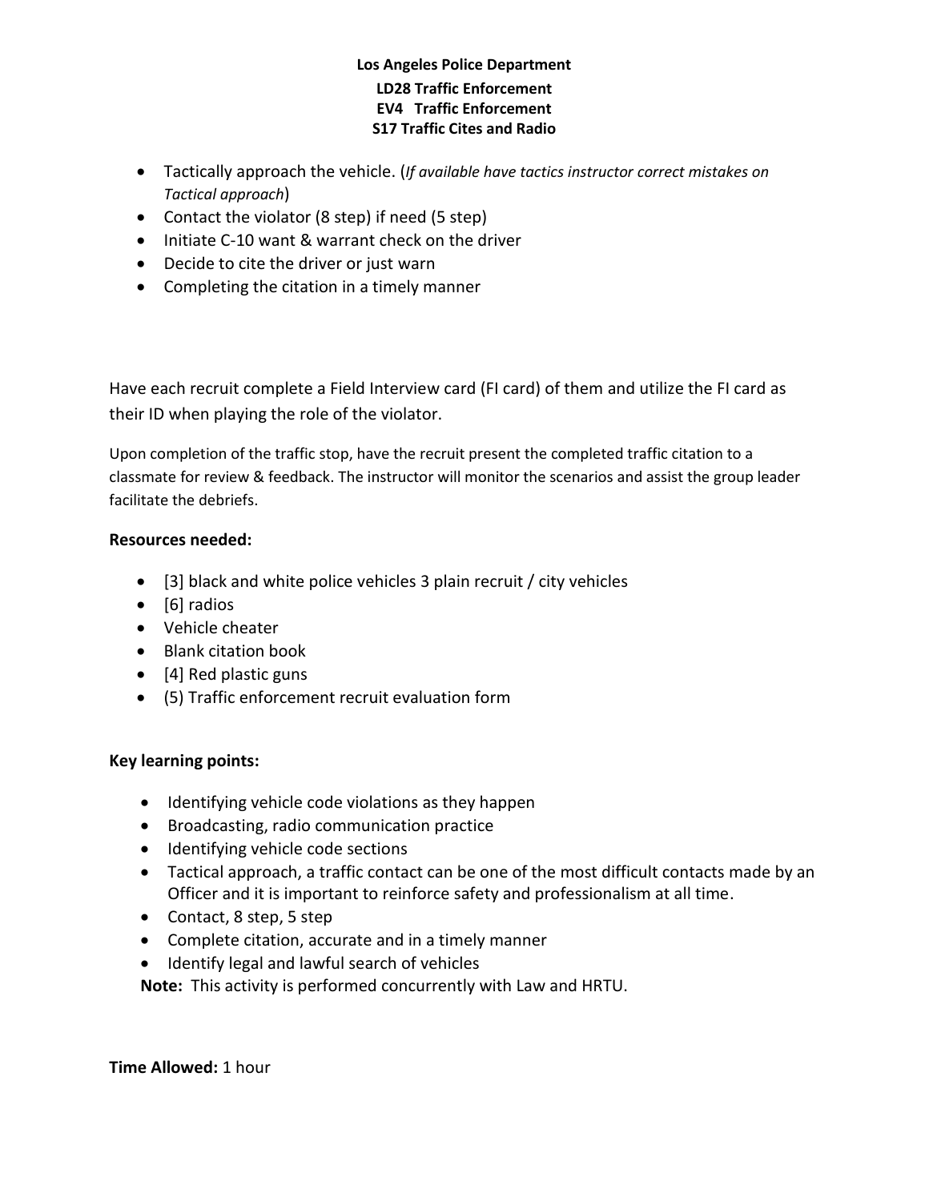**Los Angeles Police Department**
**LD28 Traffic Enforcement**
**EV4 Traffic Enforcement**
**S17 Traffic Cites and Radio**

- Tactically approach the vehicle. (*If available have tactics instructor correct mistakes on Tactical approach*)
- Contact the violator (8 step) if need (5 step)
- Initiate C-10 want & warrant check on the driver
- Decide to cite the driver or just warn
- Completing the citation in a timely manner

Have each recruit complete a Field Interview card (FI card) of them and utilize the FI card as their ID when playing the role of the violator.

Upon completion of the traffic stop, have the recruit present the completed traffic citation to a classmate for review & feedback. The instructor will monitor the scenarios and assist the group leader facilitate the debriefs.

**Resources needed:**

- [3] black and white police vehicles 3 plain recruit / city vehicles
- [6] radios
- Vehicle cheater
- Blank citation book
- [4] Red plastic guns
- (5) Traffic enforcement recruit evaluation form

**Key learning points:**

- Identifying vehicle code violations as they happen
- Broadcasting, radio communication practice
- Identifying vehicle code sections
- Tactical approach, a traffic contact can be one of the most difficult contacts made by an Officer and it is important to reinforce safety and professionalism at all time.
- Contact, 8 step, 5 step
- Complete citation, accurate and in a timely manner
- Identify legal and lawful search of vehicles

**Note:** This activity is performed concurrently with Law and HRTU.

**Time Allowed:** 1 hour